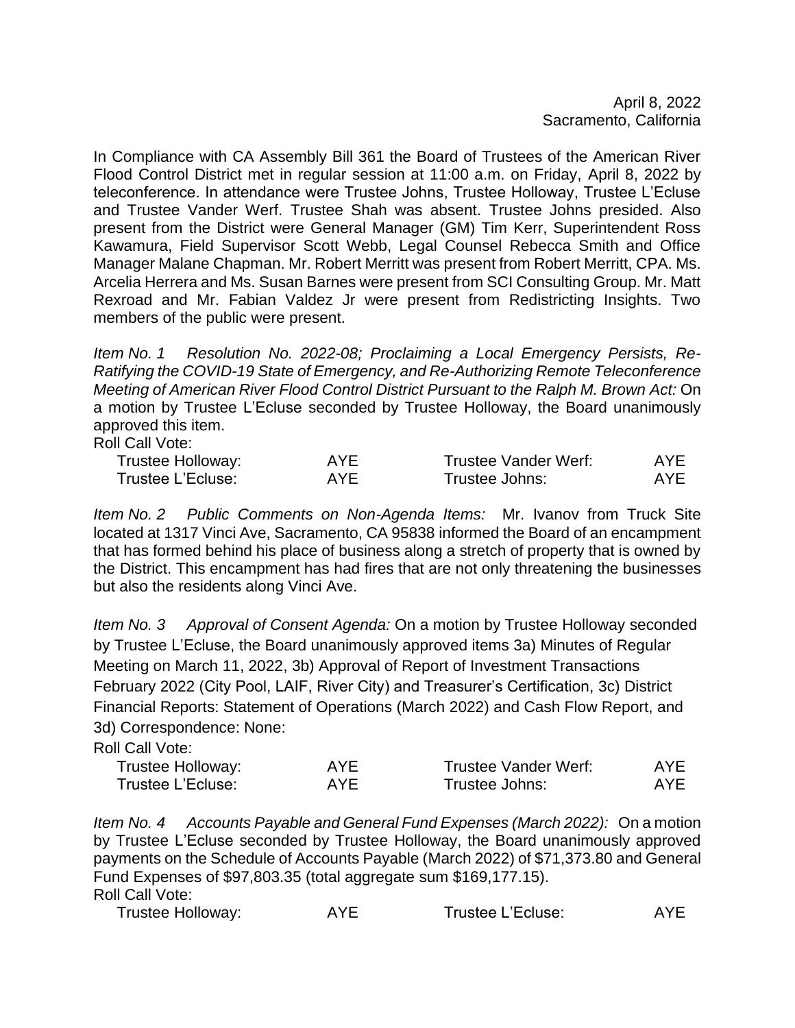April 8, 2022
Sacramento, California

In Compliance with CA Assembly Bill 361 the Board of Trustees of the American River Flood Control District met in regular session at 11:00 a.m. on Friday, April 8, 2022 by teleconference. In attendance were Trustee Johns, Trustee Holloway, Trustee L'Ecluse and Trustee Vander Werf. Trustee Shah was absent. Trustee Johns presided. Also present from the District were General Manager (GM) Tim Kerr, Superintendent Ross Kawamura, Field Supervisor Scott Webb, Legal Counsel Rebecca Smith and Office Manager Malane Chapman. Mr. Robert Merritt was present from Robert Merritt, CPA. Ms. Arcelia Herrera and Ms. Susan Barnes were present from SCI Consulting Group. Mr. Matt Rexroad and Mr. Fabian Valdez Jr were present from Redistricting Insights. Two members of the public were present.

*Item No. 1 Resolution No. 2022-08; Proclaiming a Local Emergency Persists, Re-Ratifying the COVID-19 State of Emergency, and Re-Authorizing Remote Teleconference Meeting of American River Flood Control District Pursuant to the Ralph M. Brown Act:* On a motion by Trustee L'Ecluse seconded by Trustee Holloway, the Board unanimously approved this item.

Roll Call Vote:

| | | | |
|---|---|---|---|
| Trustee Holloway: | AYE | Trustee Vander Werf: | AYE |
| Trustee L'Ecluse: | AYE | Trustee Johns: | AYE |

*Item No. 2 Public Comments on Non-Agenda Items:* Mr. Ivanov from Truck Site located at 1317 Vinci Ave, Sacramento, CA 95838 informed the Board of an encampment that has formed behind his place of business along a stretch of property that is owned by the District. This encampment has had fires that are not only threatening the businesses but also the residents along Vinci Ave.

*Item No. 3 Approval of Consent Agenda:* On a motion by Trustee Holloway seconded by Trustee L'Ecluse, the Board unanimously approved items 3a) Minutes of Regular Meeting on March 11, 2022, 3b) Approval of Report of Investment Transactions February 2022 (City Pool, LAIF, River City) and Treasurer's Certification, 3c) District Financial Reports: Statement of Operations (March 2022) and Cash Flow Report, and 3d) Correspondence: None:

Roll Call Vote:

| | | | |
|---|---|---|---|
| Trustee Holloway: | AYE | Trustee Vander Werf: | AYE |
| Trustee L'Ecluse: | AYE | Trustee Johns: | AYE |

*Item No. 4 Accounts Payable and General Fund Expenses (March 2022):* On a motion by Trustee L'Ecluse seconded by Trustee Holloway, the Board unanimously approved payments on the Schedule of Accounts Payable (March 2022) of $71,373.80 and General Fund Expenses of $97,803.35 (total aggregate sum $169,177.15).

Roll Call Vote:

| | | | |
|---|---|---|---|
| Trustee Holloway: | AYE | Trustee L'Ecluse: | AYE |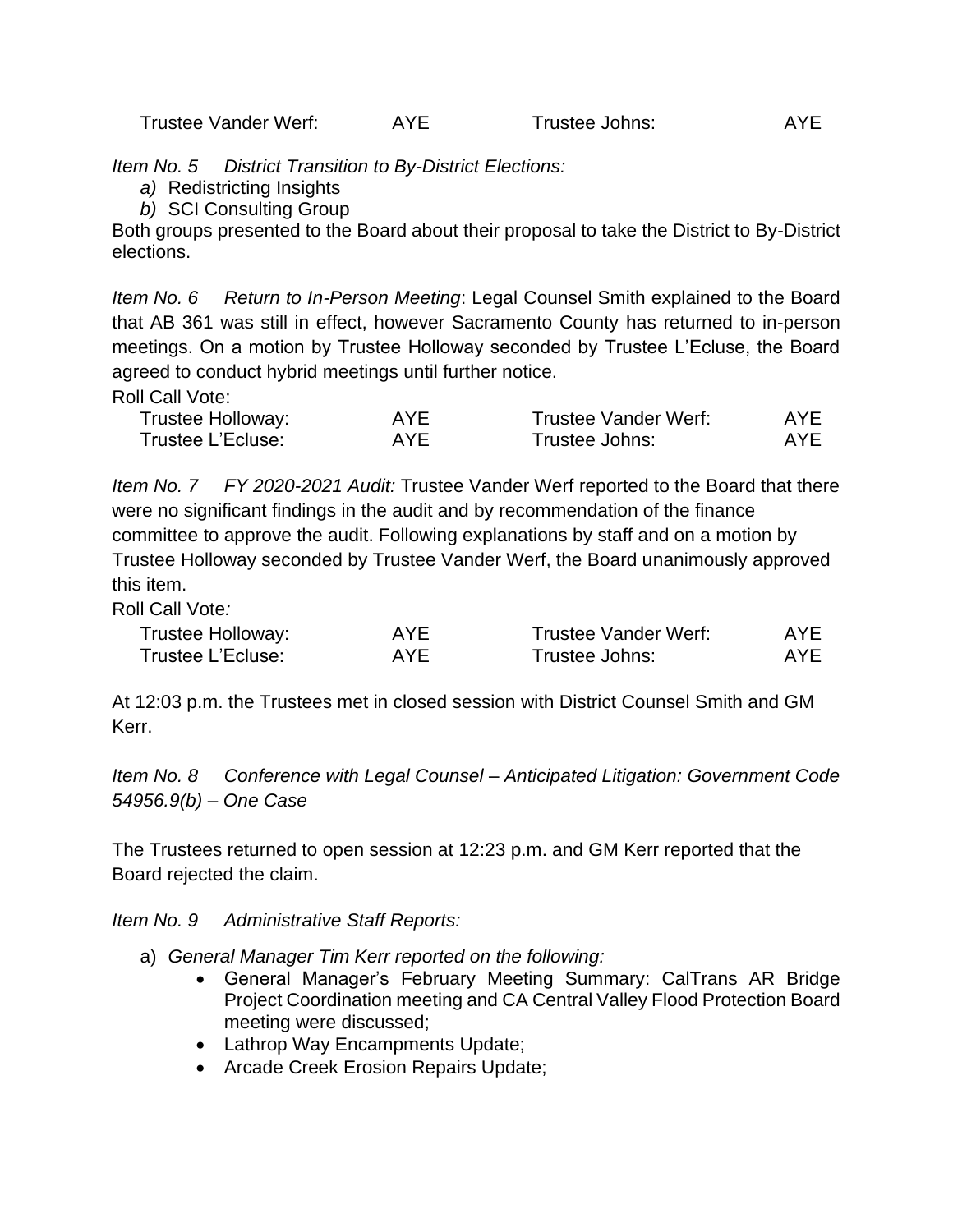| | | | |
|---|---|---|---|
| Trustee Vander Werf: | AYE | Trustee Johns: | AYE |

*Item No. 5 District Transition to By-District Elections:*

*a)* Redistricting Insights
*b)* SCI Consulting Group

Both groups presented to the Board about their proposal to take the District to By-District elections.

*Item No. 6 Return to In-Person Meeting*: Legal Counsel Smith explained to the Board that AB 361 was still in effect, however Sacramento County has returned to in-person meetings. On a motion by Trustee Holloway seconded by Trustee L'Ecluse, the Board agreed to conduct hybrid meetings until further notice.

Roll Call Vote:

| | | | |
|---|---|---|---|
| Trustee Holloway: | AYE | Trustee Vander Werf: | AYE |
| Trustee L'Ecluse: | AYE | Trustee Johns: | AYE |

*Item No. 7 FY 2020-2021 Audit:* Trustee Vander Werf reported to the Board that there were no significant findings in the audit and by recommendation of the finance committee to approve the audit. Following explanations by staff and on a motion by Trustee Holloway seconded by Trustee Vander Werf, the Board unanimously approved this item.

Roll Call Vote*:*

| | | | |
|---|---|---|---|
| Trustee Holloway: | AYE | Trustee Vander Werf: | AYE |
| Trustee L'Ecluse: | AYE | Trustee Johns: | AYE |

At 12:03 p.m. the Trustees met in closed session with District Counsel Smith and GM Kerr.

*Item No. 8 Conference with Legal Counsel – Anticipated Litigation: Government Code 54956.9(b) – One Case*

The Trustees returned to open session at 12:23 p.m. and GM Kerr reported that the Board rejected the claim.

*Item No. 9 Administrative Staff Reports:*

a) *General Manager Tim Kerr reported on the following:*
   - General Manager's February Meeting Summary: CalTrans AR Bridge Project Coordination meeting and CA Central Valley Flood Protection Board meeting were discussed;
   - Lathrop Way Encampments Update;
   - Arcade Creek Erosion Repairs Update;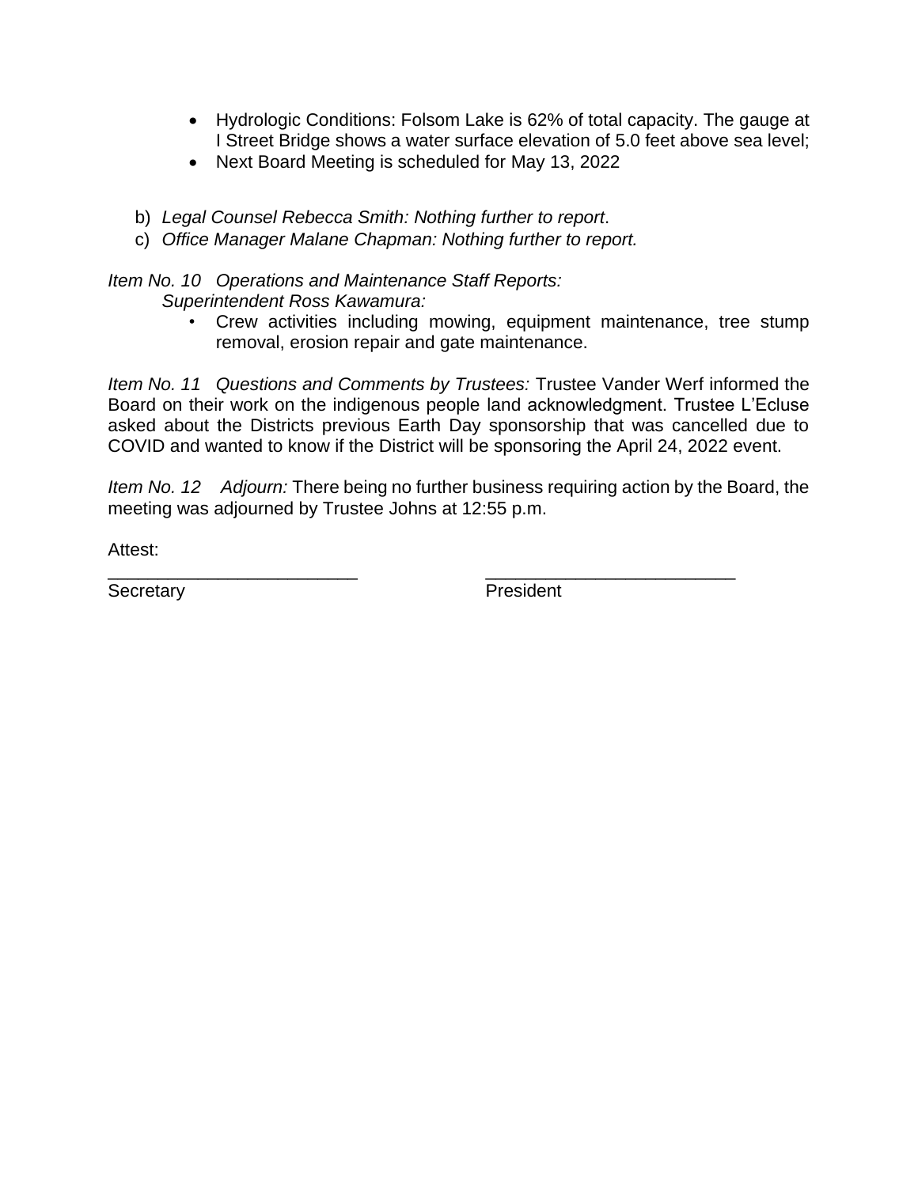- Hydrologic Conditions: Folsom Lake is 62% of total capacity. The gauge at I Street Bridge shows a water surface elevation of 5.0 feet above sea level;
- Next Board Meeting is scheduled for May 13, 2022

b) *Legal Counsel Rebecca Smith: Nothing further to report*.
c) *Office Manager Malane Chapman: Nothing further to report.*

*Item No. 10 Operations and Maintenance Staff Reports:*
*Superintendent Ross Kawamura:*

- Crew activities including mowing, equipment maintenance, tree stump removal, erosion repair and gate maintenance.

*Item No. 11 Questions and Comments by Trustees:* Trustee Vander Werf informed the Board on their work on the indigenous people land acknowledgment. Trustee L'Ecluse asked about the Districts previous Earth Day sponsorship that was cancelled due to COVID and wanted to know if the District will be sponsoring the April 24, 2022 event.

*Item No. 12 Adjourn:* There being no further business requiring action by the Board, the meeting was adjourned by Trustee Johns at 12:55 p.m.

Attest:

_________________________ _________________________
Secretary President